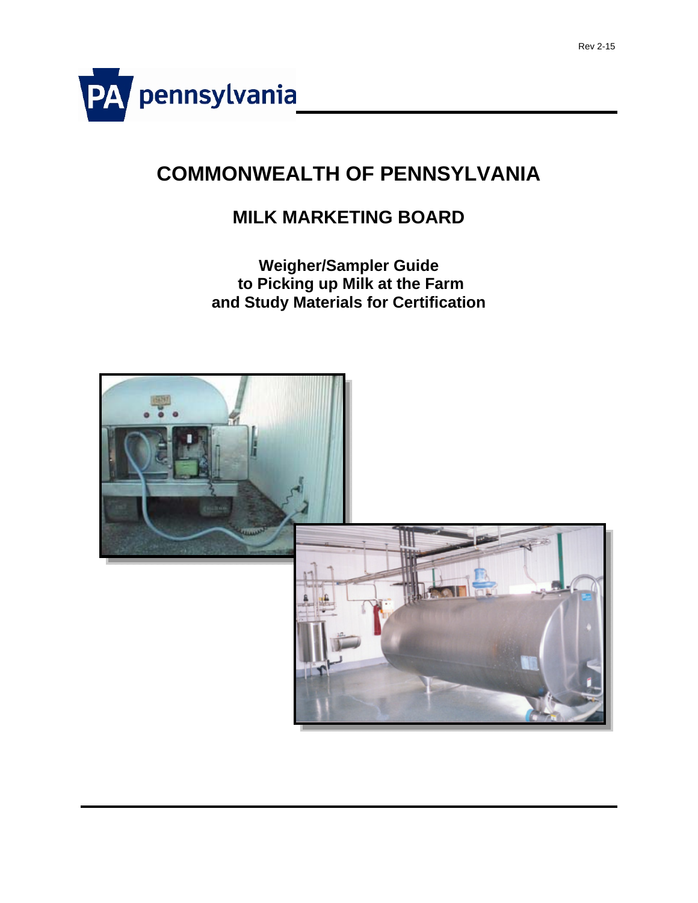Rev 2-15

# COMMONWEALTH OF PENNSYLVANIA

## MILK MARKETING BOARD

### Weigher/Sampler Guide to Picking up Milk at the Farm and Study Materials for Certification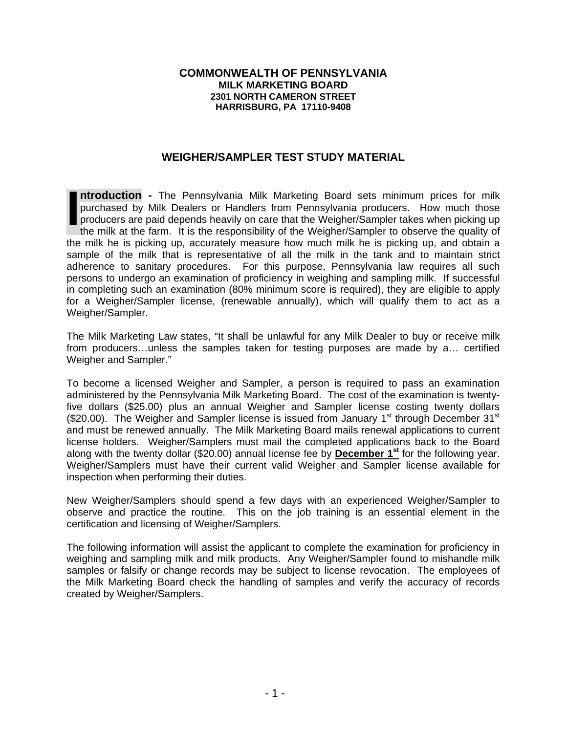**COMMONWEALTH OF PENNSYLVANIA**
**MILK MARKETING BOARD**
**2301 NORTH CAMERON STREET**
**HARRISBURG, PA 17110-9408**

## WEIGHER/SAMPLER TEST STUDY MATERIAL

**Introduction -** The Pennsylvania Milk Marketing Board sets minimum prices for milk purchased by Milk Dealers or Handlers from Pennsylvania producers. How much those producers are paid depends heavily on care that the Weigher/Sampler takes when picking up the milk at the farm. It is the responsibility of the Weigher/Sampler to observe the quality of the milk he is picking up, accurately measure how much milk he is picking up, and obtain a sample of the milk that is representative of all the milk in the tank and to maintain strict adherence to sanitary procedures. For this purpose, Pennsylvania law requires all such persons to undergo an examination of proficiency in weighing and sampling milk. If successful in completing such an examination (80% minimum score is required), they are eligible to apply for a Weigher/Sampler license, (renewable annually), which will qualify them to act as a Weigher/Sampler.

The Milk Marketing Law states, "It shall be unlawful for any Milk Dealer to buy or receive milk from producers…unless the samples taken for testing purposes are made by a… certified Weigher and Sampler."

To become a licensed Weigher and Sampler, a person is required to pass an examination administered by the Pennsylvania Milk Marketing Board. The cost of the examination is twenty-five dollars ($25.00) plus an annual Weigher and Sampler license costing twenty dollars ($20.00). The Weigher and Sampler license is issued from January 1st through December 31st and must be renewed annually. The Milk Marketing Board mails renewal applications to current license holders. Weigher/Samplers must mail the completed applications back to the Board along with the twenty dollar ($20.00) annual license fee by **December 1st** for the following year. Weigher/Samplers must have their current valid Weigher and Sampler license available for inspection when performing their duties.

New Weigher/Samplers should spend a few days with an experienced Weigher/Sampler to observe and practice the routine. This on the job training is an essential element in the certification and licensing of Weigher/Samplers.

The following information will assist the applicant to complete the examination for proficiency in weighing and sampling milk and milk products. Any Weigher/Sampler found to mishandle milk samples or falsify or change records may be subject to license revocation. The employees of the Milk Marketing Board check the handling of samples and verify the accuracy of records created by Weigher/Samplers.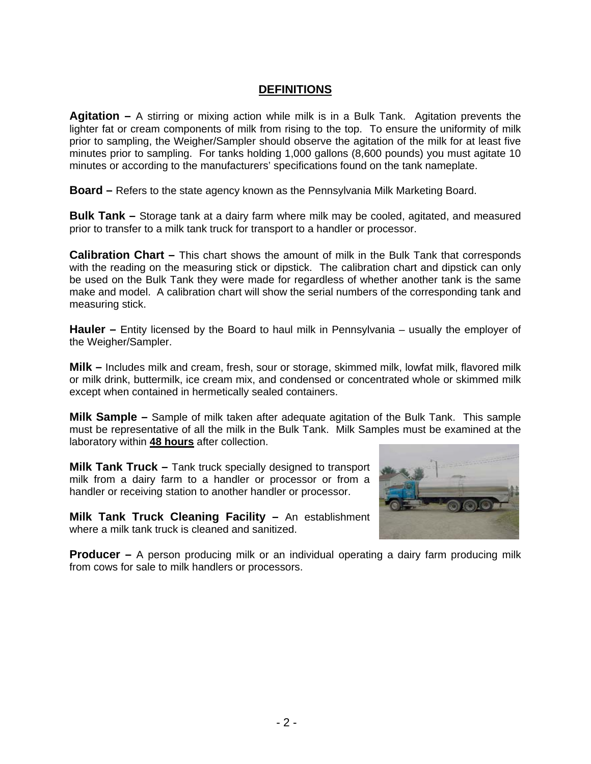# DEFINITIONS

**Agitation –** A stirring or mixing action while milk is in a Bulk Tank. Agitation prevents the lighter fat or cream components of milk from rising to the top. To ensure the uniformity of milk prior to sampling, the Weigher/Sampler should observe the agitation of the milk for at least five minutes prior to sampling. For tanks holding 1,000 gallons (8,600 pounds) you must agitate 10 minutes or according to the manufacturers' specifications found on the tank nameplate.

**Board –** Refers to the state agency known as the Pennsylvania Milk Marketing Board.

**Bulk Tank –** Storage tank at a dairy farm where milk may be cooled, agitated, and measured prior to transfer to a milk tank truck for transport to a handler or processor.

**Calibration Chart –** This chart shows the amount of milk in the Bulk Tank that corresponds with the reading on the measuring stick or dipstick. The calibration chart and dipstick can only be used on the Bulk Tank they were made for regardless of whether another tank is the same make and model. A calibration chart will show the serial numbers of the corresponding tank and measuring stick.

**Hauler –** Entity licensed by the Board to haul milk in Pennsylvania – usually the employer of the Weigher/Sampler.

**Milk –** Includes milk and cream, fresh, sour or storage, skimmed milk, lowfat milk, flavored milk or milk drink, buttermilk, ice cream mix, and condensed or concentrated whole or skimmed milk except when contained in hermetically sealed containers.

**Milk Sample –** Sample of milk taken after adequate agitation of the Bulk Tank. This sample must be representative of all the milk in the Bulk Tank. Milk Samples must be examined at the laboratory within **48 hours** after collection.

**Milk Tank Truck –** Tank truck specially designed to transport milk from a dairy farm to a handler or processor or from a handler or receiving station to another handler or processor.

**Milk Tank Truck Cleaning Facility –** An establishment where a milk tank truck is cleaned and sanitized.

**Producer –** A person producing milk or an individual operating a dairy farm producing milk from cows for sale to milk handlers or processors.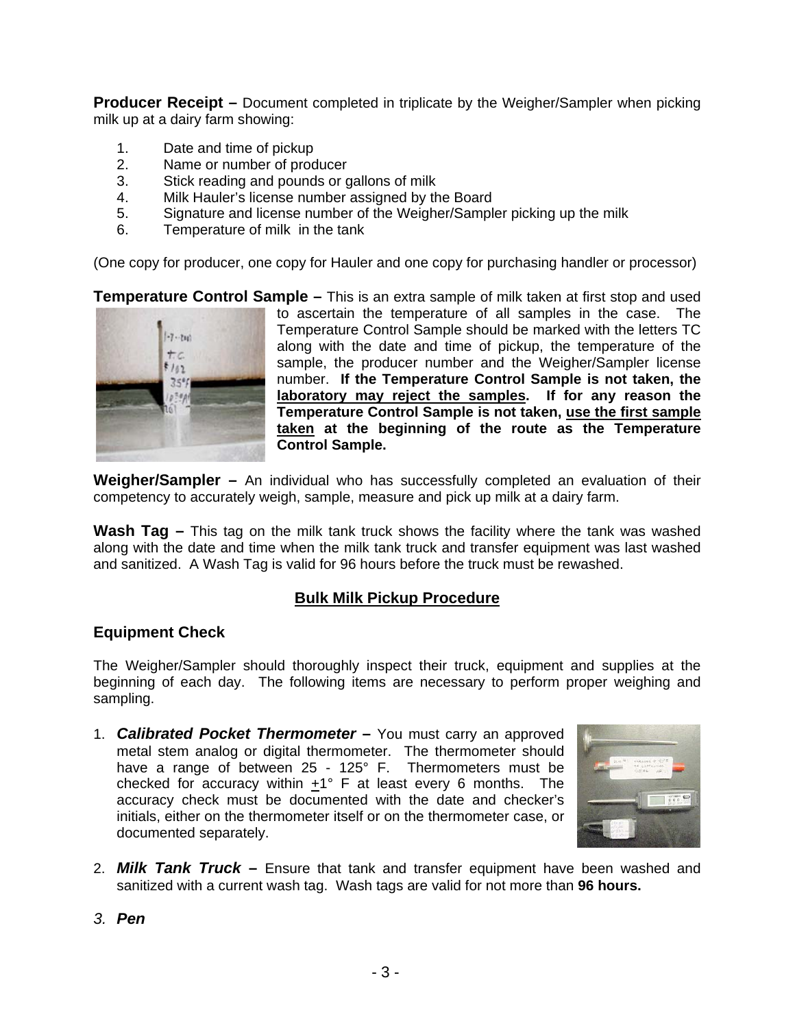**Producer Receipt –** Document completed in triplicate by the Weigher/Sampler when picking milk up at a dairy farm showing:

1. Date and time of pickup
2. Name or number of producer
3. Stick reading and pounds or gallons of milk
4. Milk Hauler's license number assigned by the Board
5. Signature and license number of the Weigher/Sampler picking up the milk
6. Temperature of milk in the tank

(One copy for producer, one copy for Hauler and one copy for purchasing handler or processor)

**Temperature Control Sample –** This is an extra sample of milk taken at first stop and used to ascertain the temperature of all samples in the case. The Temperature Control Sample should be marked with the letters TC along with the date and time of pickup, the temperature of the sample, the producer number and the Weigher/Sampler license number. **If the Temperature Control Sample is not taken, the <u>laboratory may reject the samples</u>. If for any reason the Temperature Control Sample is not taken, <u>use the first sample taken</u> at the beginning of the route as the Temperature Control Sample.**

**Weigher/Sampler –** An individual who has successfully completed an evaluation of their competency to accurately weigh, sample, measure and pick up milk at a dairy farm.

**Wash Tag –** This tag on the milk tank truck shows the facility where the tank was washed along with the date and time when the milk tank truck and transfer equipment was last washed and sanitized. A Wash Tag is valid for 96 hours before the truck must be rewashed.

## <u>Bulk Milk Pickup Procedure</u>

### Equipment Check

The Weigher/Sampler should thoroughly inspect their truck, equipment and supplies at the beginning of each day. The following items are necessary to perform proper weighing and sampling.

1. ***Calibrated Pocket Thermometer* –** You must carry an approved metal stem analog or digital thermometer. The thermometer should have a range of between 25 - 125° F. Thermometers must be checked for accuracy within ±1° F at least every 6 months. The accuracy check must be documented with the date and checker's initials, either on the thermometer itself or on the thermometer case, or documented separately.

2. ***Milk Tank Truck* –** Ensure that tank and transfer equipment have been washed and sanitized with a current wash tag. Wash tags are valid for not more than **96 hours.**

3. ***Pen***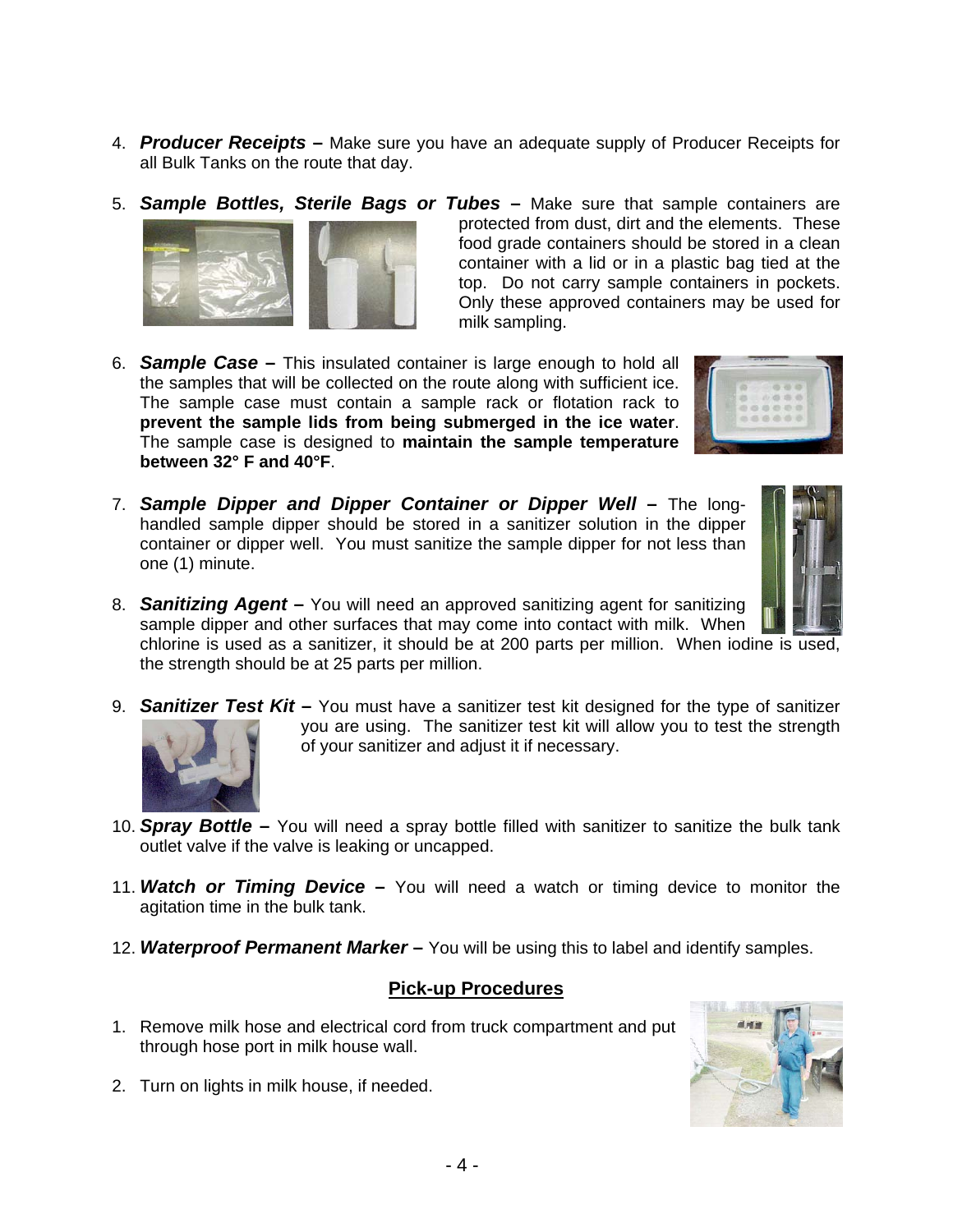4. ***Producer Receipts* –** Make sure you have an adequate supply of Producer Receipts for all Bulk Tanks on the route that day.

5. ***Sample Bottles, Sterile Bags or Tubes* –** Make sure that sample containers are protected from dust, dirt and the elements. These food grade containers should be stored in a clean container with a lid or in a plastic bag tied at the top. Do not carry sample containers in pockets. Only these approved containers may be used for milk sampling.

6. ***Sample Case* –** This insulated container is large enough to hold all the samples that will be collected on the route along with sufficient ice. The sample case must contain a sample rack or flotation rack to **prevent the sample lids from being submerged in the ice water**. The sample case is designed to **maintain the sample temperature between 32° F and 40°F**.

7. ***Sample Dipper and Dipper Container or Dipper Well* –** The long-handled sample dipper should be stored in a sanitizer solution in the dipper container or dipper well. You must sanitize the sample dipper for not less than one (1) minute.

8. ***Sanitizing Agent* –** You will need an approved sanitizing agent for sanitizing sample dipper and other surfaces that may come into contact with milk. When chlorine is used as a sanitizer, it should be at 200 parts per million. When iodine is used, the strength should be at 25 parts per million.

9. ***Sanitizer Test Kit* –** You must have a sanitizer test kit designed for the type of sanitizer you are using. The sanitizer test kit will allow you to test the strength of your sanitizer and adjust it if necessary.

10. ***Spray Bottle* –** You will need a spray bottle filled with sanitizer to sanitize the bulk tank outlet valve if the valve is leaking or uncapped.

11. ***Watch or Timing Device* –** You will need a watch or timing device to monitor the agitation time in the bulk tank.

12. ***Waterproof Permanent Marker* –** You will be using this to label and identify samples.

## Pick-up Procedures

1. Remove milk hose and electrical cord from truck compartment and put through hose port in milk house wall.

2. Turn on lights in milk house, if needed.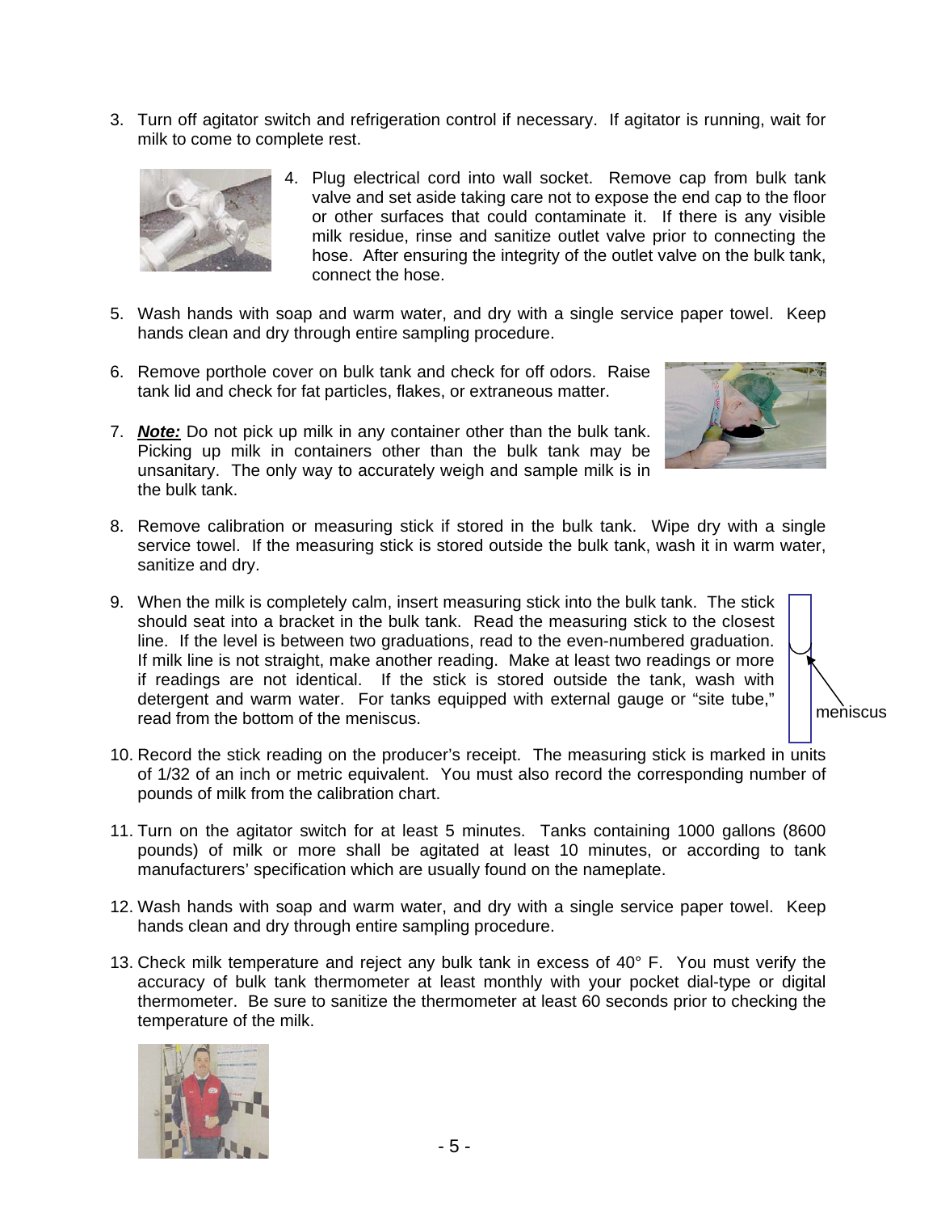3. Turn off agitator switch and refrigeration control if necessary. If agitator is running, wait for milk to come to complete rest.

4. Plug electrical cord into wall socket. Remove cap from bulk tank valve and set aside taking care not to expose the end cap to the floor or other surfaces that could contaminate it. If there is any visible milk residue, rinse and sanitize outlet valve prior to connecting the hose. After ensuring the integrity of the outlet valve on the bulk tank, connect the hose.

5. Wash hands with soap and warm water, and dry with a single service paper towel. Keep hands clean and dry through entire sampling procedure.

6. Remove porthole cover on bulk tank and check for off odors. Raise tank lid and check for fat particles, flakes, or extraneous matter.

7. ***Note:*** Do not pick up milk in any container other than the bulk tank. Picking up milk in containers other than the bulk tank may be unsanitary. The only way to accurately weigh and sample milk is in the bulk tank.

8. Remove calibration or measuring stick if stored in the bulk tank. Wipe dry with a single service towel. If the measuring stick is stored outside the bulk tank, wash it in warm water, sanitize and dry.

9. When the milk is completely calm, insert measuring stick into the bulk tank. The stick should seat into a bracket in the bulk tank. Read the measuring stick to the closest line. If the level is between two graduations, read to the even-numbered graduation. If milk line is not straight, make another reading. Make at least two readings or more if readings are not identical. If the stick is stored outside the tank, wash with detergent and warm water. For tanks equipped with external gauge or "site tube," read from the bottom of the meniscus.

meniscus

10. Record the stick reading on the producer's receipt. The measuring stick is marked in units of 1/32 of an inch or metric equivalent. You must also record the corresponding number of pounds of milk from the calibration chart.

11. Turn on the agitator switch for at least 5 minutes. Tanks containing 1000 gallons (8600 pounds) of milk or more shall be agitated at least 10 minutes, or according to tank manufacturers' specification which are usually found on the nameplate.

12. Wash hands with soap and warm water, and dry with a single service paper towel. Keep hands clean and dry through entire sampling procedure.

13. Check milk temperature and reject any bulk tank in excess of 40° F. You must verify the accuracy of bulk tank thermometer at least monthly with your pocket dial-type or digital thermometer. Be sure to sanitize the thermometer at least 60 seconds prior to checking the temperature of the milk.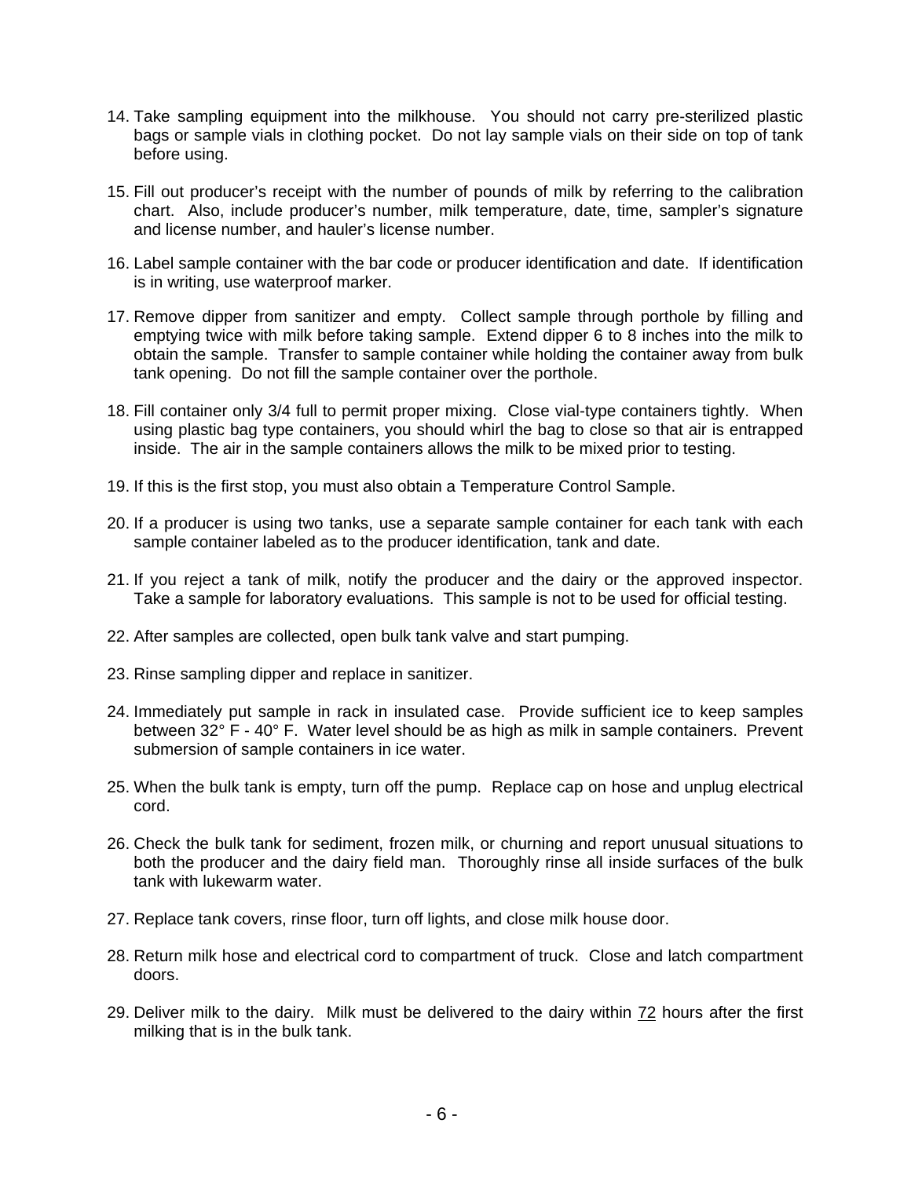14. Take sampling equipment into the milkhouse. You should not carry pre-sterilized plastic bags or sample vials in clothing pocket. Do not lay sample vials on their side on top of tank before using.

15. Fill out producer's receipt with the number of pounds of milk by referring to the calibration chart. Also, include producer's number, milk temperature, date, time, sampler's signature and license number, and hauler's license number.

16. Label sample container with the bar code or producer identification and date. If identification is in writing, use waterproof marker.

17. Remove dipper from sanitizer and empty. Collect sample through porthole by filling and emptying twice with milk before taking sample. Extend dipper 6 to 8 inches into the milk to obtain the sample. Transfer to sample container while holding the container away from bulk tank opening. Do not fill the sample container over the porthole.

18. Fill container only 3/4 full to permit proper mixing. Close vial-type containers tightly. When using plastic bag type containers, you should whirl the bag to close so that air is entrapped inside. The air in the sample containers allows the milk to be mixed prior to testing.

19. If this is the first stop, you must also obtain a Temperature Control Sample.

20. If a producer is using two tanks, use a separate sample container for each tank with each sample container labeled as to the producer identification, tank and date.

21. If you reject a tank of milk, notify the producer and the dairy or the approved inspector. Take a sample for laboratory evaluations. This sample is not to be used for official testing.

22. After samples are collected, open bulk tank valve and start pumping.

23. Rinse sampling dipper and replace in sanitizer.

24. Immediately put sample in rack in insulated case. Provide sufficient ice to keep samples between 32° F - 40° F. Water level should be as high as milk in sample containers. Prevent submersion of sample containers in ice water.

25. When the bulk tank is empty, turn off the pump. Replace cap on hose and unplug electrical cord.

26. Check the bulk tank for sediment, frozen milk, or churning and report unusual situations to both the producer and the dairy field man. Thoroughly rinse all inside surfaces of the bulk tank with lukewarm water.

27. Replace tank covers, rinse floor, turn off lights, and close milk house door.

28. Return milk hose and electrical cord to compartment of truck. Close and latch compartment doors.

29. Deliver milk to the dairy. Milk must be delivered to the dairy within 72 hours after the first milking that is in the bulk tank.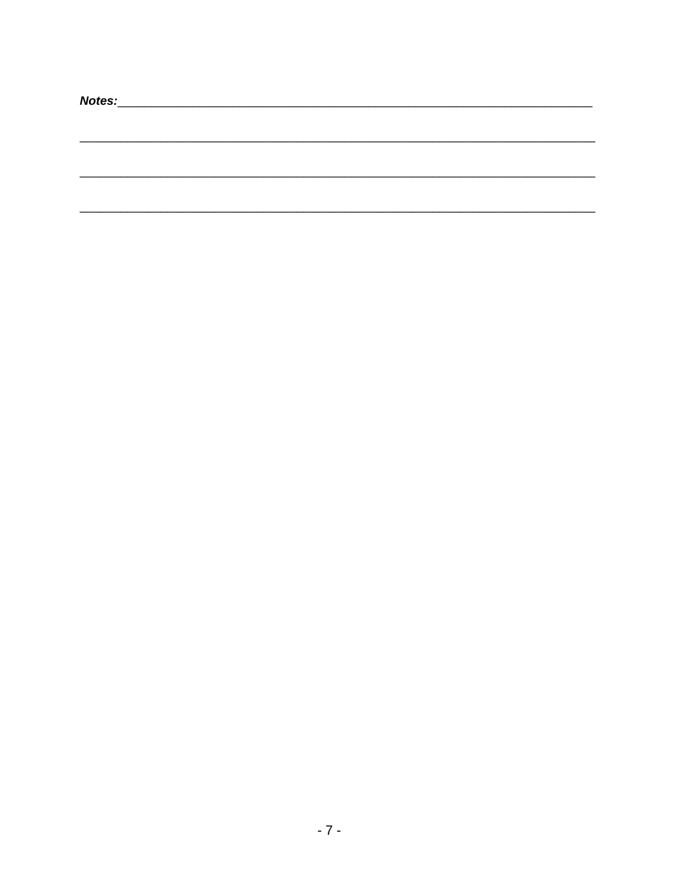***Notes:***______________________________________________________________________

________________________________________________________________________________

________________________________________________________________________________

________________________________________________________________________________